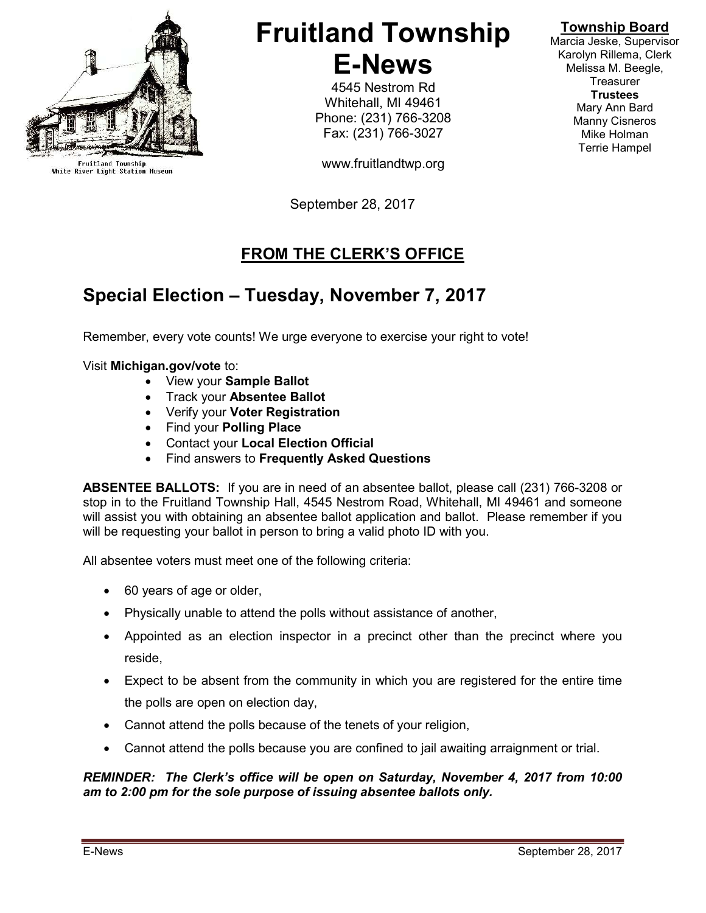Fruitland Township
White River Light Station Museum

# Fruitland Township E-News

4545 Nestrom Rd
Whitehall, MI 49461
Phone: (231) 766-3208
Fax: (231) 766-3027

www.fruitlandtwp.org

**Township Board**
Marcia Jeske, Supervisor
Karolyn Rillema, Clerk
Melissa M. Beegle, Treasurer
**Trustees**
Mary Ann Bard
Manny Cisneros
Mike Holman
Terrie Hampel

September 28, 2017

## FROM THE CLERK'S OFFICE

## Special Election – Tuesday, November 7, 2017

Remember, every vote counts! We urge everyone to exercise your right to vote!

Visit **Michigan.gov/vote** to:

- View your **Sample Ballot**
- Track your **Absentee Ballot**
- Verify your **Voter Registration**
- Find your **Polling Place**
- Contact your **Local Election Official**
- Find answers to **Frequently Asked Questions**

**ABSENTEE BALLOTS:** If you are in need of an absentee ballot, please call (231) 766-3208 or stop in to the Fruitland Township Hall, 4545 Nestrom Road, Whitehall, MI 49461 and someone will assist you with obtaining an absentee ballot application and ballot. Please remember if you will be requesting your ballot in person to bring a valid photo ID with you.

All absentee voters must meet one of the following criteria:

- 60 years of age or older,
- Physically unable to attend the polls without assistance of another,
- Appointed as an election inspector in a precinct other than the precinct where you reside,
- Expect to be absent from the community in which you are registered for the entire time the polls are open on election day,
- Cannot attend the polls because of the tenets of your religion,
- Cannot attend the polls because you are confined to jail awaiting arraignment or trial.

***REMINDER: The Clerk's office will be open on Saturday, November 4, 2017 from 10:00 am to 2:00 pm for the sole purpose of issuing absentee ballots only.***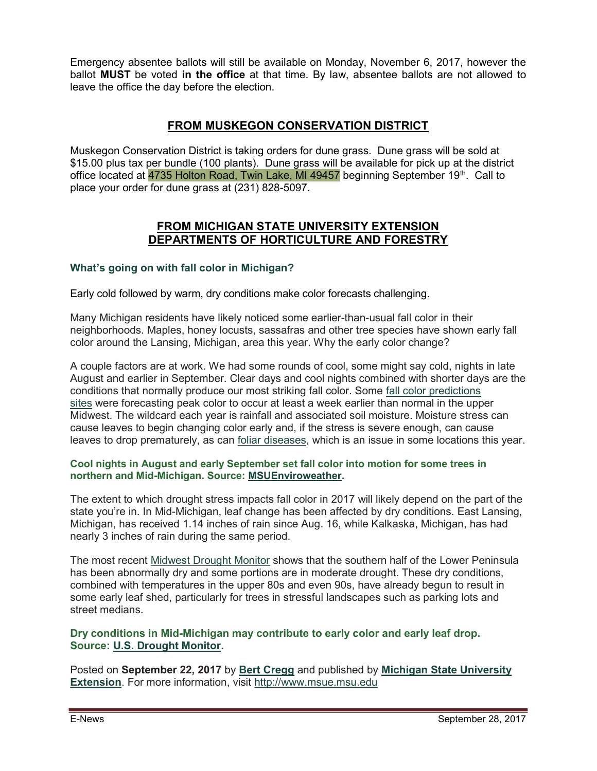Emergency absentee ballots will still be available on Monday, November 6, 2017, however the ballot **MUST** be voted **in the office** at that time. By law, absentee ballots are not allowed to leave the office the day before the election.

## FROM MUSKEGON CONSERVATION DISTRICT

Muskegon Conservation District is taking orders for dune grass. Dune grass will be sold at $15.00 plus tax per bundle (100 plants). Dune grass will be available for pick up at the district office located at 4735 Holton Road, Twin Lake, MI 49457 beginning September 19th. Call to place your order for dune grass at (231) 828-5097.

## FROM MICHIGAN STATE UNIVERSITY EXTENSION DEPARTMENTS OF HORTICULTURE AND FORESTRY

### What's going on with fall color in Michigan?

Early cold followed by warm, dry conditions make color forecasts challenging.

Many Michigan residents have likely noticed some earlier-than-usual fall color in their neighborhoods. Maples, honey locusts, sassafras and other tree species have shown early fall color around the Lansing, Michigan, area this year. Why the early color change?

A couple factors are at work. We had some rounds of cool, some might say cold, nights in late August and earlier in September. Clear days and cool nights combined with shorter days are the conditions that normally produce our most striking fall color. Some fall color predictions sites were forecasting peak color to occur at least a week earlier than normal in the upper Midwest. The wildcard each year is rainfall and associated soil moisture. Moisture stress can cause leaves to begin changing color early and, if the stress is severe enough, can cause leaves to drop prematurely, as can foliar diseases, which is an issue in some locations this year.

**Cool nights in August and early September set fall color into motion for some trees in northern and Mid-Michigan. Source: MSUEnviroweather.**

The extent to which drought stress impacts fall color in 2017 will likely depend on the part of the state you're in. In Mid-Michigan, leaf change has been affected by dry conditions. East Lansing, Michigan, has received 1.14 inches of rain since Aug. 16, while Kalkaska, Michigan, has had nearly 3 inches of rain during the same period.

The most recent Midwest Drought Monitor shows that the southern half of the Lower Peninsula has been abnormally dry and some portions are in moderate drought. These dry conditions, combined with temperatures in the upper 80s and even 90s, have already begun to result in some early leaf shed, particularly for trees in stressful landscapes such as parking lots and street medians.

**Dry conditions in Mid-Michigan may contribute to early color and early leaf drop. Source: U.S. Drought Monitor.**

Posted on **September 22, 2017** by **Bert Cregg** and published by **Michigan State University Extension**. For more information, visit http://www.msue.msu.edu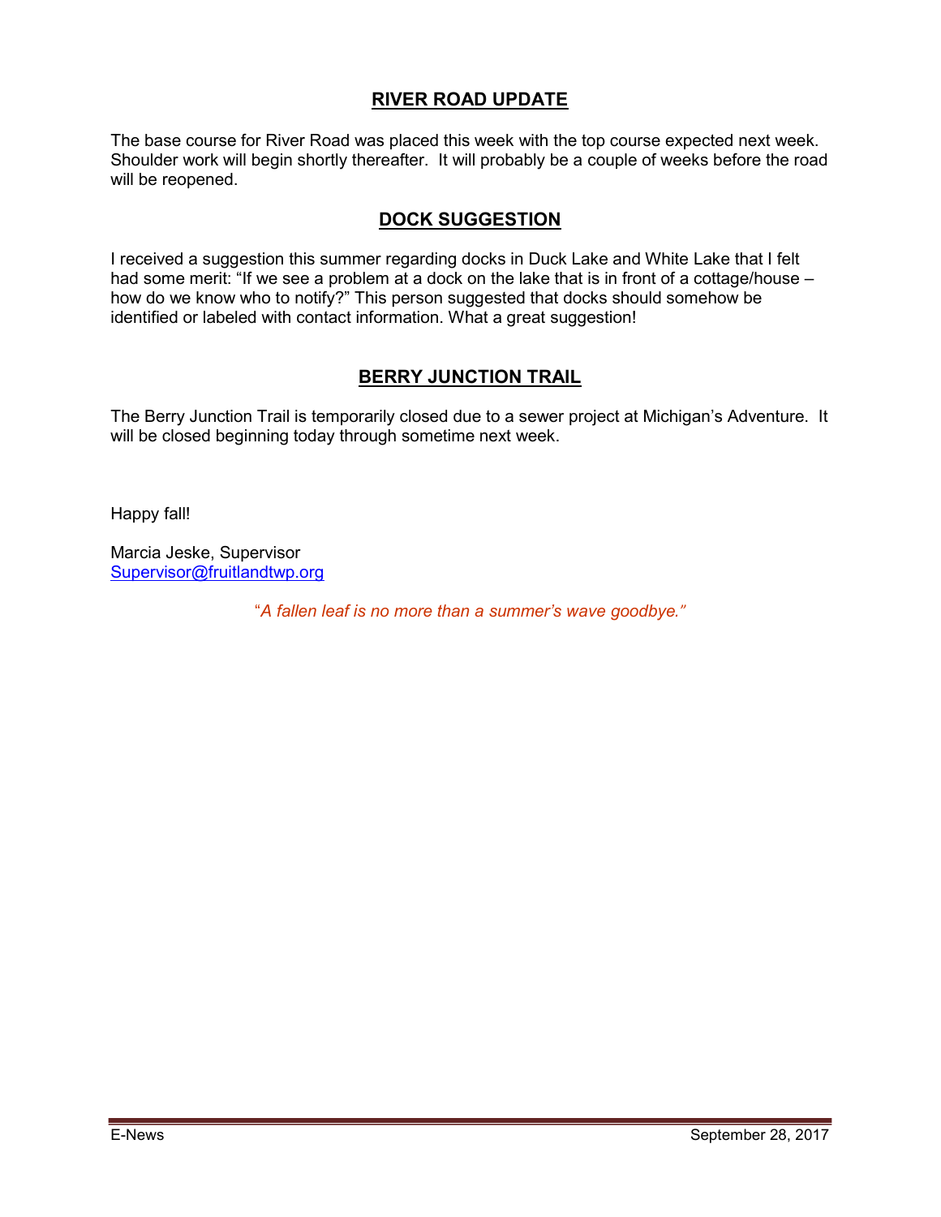## RIVER ROAD UPDATE

The base course for River Road was placed this week with the top course expected next week. Shoulder work will begin shortly thereafter. It will probably be a couple of weeks before the road will be reopened.

## DOCK SUGGESTION

I received a suggestion this summer regarding docks in Duck Lake and White Lake that I felt had some merit: "If we see a problem at a dock on the lake that is in front of a cottage/house – how do we know who to notify?" This person suggested that docks should somehow be identified or labeled with contact information. What a great suggestion!

## BERRY JUNCTION TRAIL

The Berry Junction Trail is temporarily closed due to a sewer project at Michigan's Adventure. It will be closed beginning today through sometime next week.

Happy fall!

Marcia Jeske, Supervisor
Supervisor@fruitlandtwp.org

*"A fallen leaf is no more than a summer's wave goodbye."*